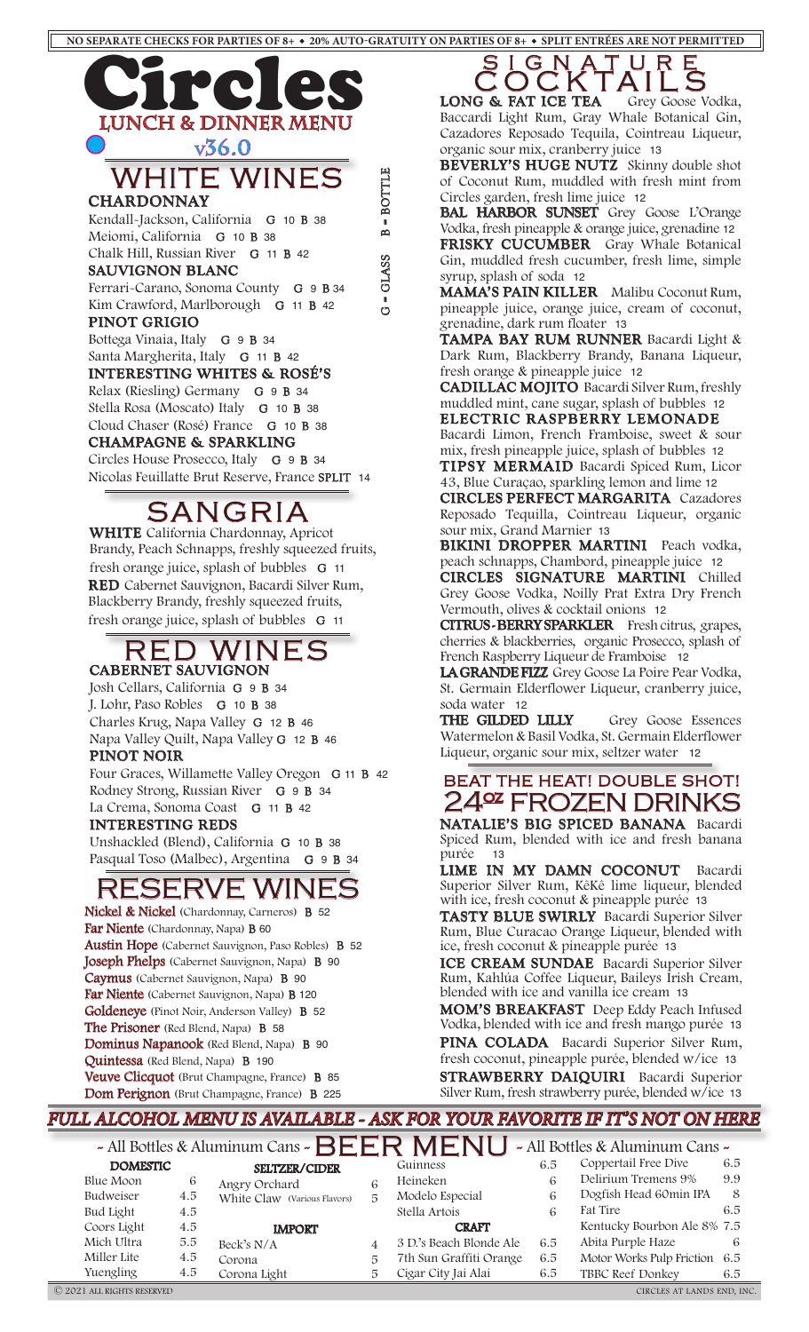NO SEPARATE CHECKS FOR PARTIES OF 8+ • 20% AUTO-GRATUITY ON PARTIES OF 8+ • SPLIT ENTRÉES ARE NOT PERMITTED

# Circles

## LUNCH & DINNER MENU

v36.0

## WHITE WINES

G = GLASS B = BOTTLE

### CHARDONNAY

Kendall-Jackson, California G 10 B 38
Meiomi, California G 10 B 38
Chalk Hill, Russian River G 11 B 42

### SAUVIGNON BLANC

Ferrari-Carano, Sonoma County G 9 B 34
Kim Crawford, Marlborough G 11 B 42

### PINOT GRIGIO

Bottega Vinaia, Italy G 9 B 34
Santa Margherita, Italy G 11 B 42

### INTERESTING WHITES & ROSÉ'S

Relax (Riesling) Germany G 9 B 34
Stella Rosa (Moscato) Italy G 10 B 38
Cloud Chaser (Rosé) France G 10 B 38

### CHAMPAGNE & SPARKLING

Circles House Prosecco, Italy G 9 B 34
Nicolas Feuillatte Brut Reserve, France SPLIT 14

## SANGRIA

**WHITE** California Chardonnay, Apricot Brandy, Peach Schnapps, freshly squeezed fruits, fresh orange juice, splash of bubbles G 11

**RED** Cabernet Sauvignon, Bacardi Silver Rum, Blackberry Brandy, freshly squeezed fruits, fresh orange juice, splash of bubbles G 11

## RED WINES

### CABERNET SAUVIGNON

Josh Cellars, California G 9 B 34
J. Lohr, Paso Robles G 10 B 38
Charles Krug, Napa Valley G 12 B 46
Napa Valley Quilt, Napa Valley G 12 B 46

### PINOT NOIR

Four Graces, Willamette Valley Oregon G 11 B 42
Rodney Strong, Russian River G 9 B 34
La Crema, Sonoma Coast G 11 B 42

### INTERESTING REDS

Unshackled (Blend), California G 10 B 38
Pasqual Toso (Malbec), Argentina G 9 B 34

## RESERVE WINES

Nickel & Nickel (Chardonnay, Carneros) B 52
Far Niente (Chardonnay, Napa) B 60
Austin Hope (Cabernet Sauvignon, Paso Robles) B 52
Joseph Phelps (Cabernet Sauvignon, Napa) B 90
Caymus (Cabernet Sauvignon, Napa) B 90
Far Niente (Cabernet Sauvignon, Napa) B 120
Goldeneye (Pinot Noir, Anderson Valley) B 52
The Prisoner (Red Blend, Napa) B 58
Dominus Napanook (Red Blend, Napa) B 90
Quintessa (Red Blend, Napa) B 190
Veuve Clicquot (Brut Champagne, France) B 85
Dom Perignon (Brut Champagne, France) B 225

## SIGNATURE COCKTAILS

**LONG & FAT ICE TEA** Grey Goose Vodka, Baccardi Light Rum, Gray Whale Botanical Gin, Cazadores Reposado Tequila, Cointreau Liqueur, organic sour mix, cranberry juice 13

**BEVERLY'S HUGE NUTZ** Skinny double shot of Coconut Rum, muddled with fresh mint from Circles garden, fresh lime juice 12

**BAL HARBOR SUNSET** Grey Goose L'Orange Vodka, fresh pineapple & orange juice, grenadine 12

**FRISKY CUCUMBER** Gray Whale Botanical Gin, muddled fresh cucumber, fresh lime, simple syrup, splash of soda 12

**MAMA'S PAIN KILLER** Malibu Coconut Rum, pineapple juice, orange juice, cream of coconut, grenadine, dark rum floater 13

**TAMPA BAY RUM RUNNER** Bacardi Light & Dark Rum, Blackberry Brandy, Banana Liqueur, fresh orange & pineapple juice 12

**CADILLAC MOJITO** Bacardi Silver Rum, freshly muddled mint, cane sugar, splash of bubbles 12

**ELECTRIC RASPBERRY LEMONADE** Bacardi Limon, French Framboise, sweet & sour mix, fresh pineapple juice, splash of bubbles 12

**TIPSY MERMAID** Bacardi Spiced Rum, Licor 43, Blue Curaçao, sparkling lemon and lime 12

**CIRCLES PERFECT MARGARITA** Cazadores Reposado Tequilla, Cointreau Liqueur, organic sour mix, Grand Marnier 13

**BIKINI DROPPER MARTINI** Peach vodka, peach schnapps, Chambord, pineapple juice 12

**CIRCLES SIGNATURE MARTINI** Chilled Grey Goose Vodka, Noilly Prat Extra Dry French Vermouth, olives & cocktail onions 12

**CITRUS-BERRY SPARKLER** Fresh citrus, grapes, cherries & blackberries, organic Prosecco, splash of French Raspberry Liqueur de Framboise 12

**LA GRANDE FIZZ** Grey Goose La Poire Pear Vodka, St. Germain Elderflower Liqueur, cranberry juice, soda water 12

**THE GILDED LILLY** Grey Goose Essences Watermelon & Basil Vodka, St. Germain Elderflower Liqueur, organic sour mix, seltzer water 12

## BEAT THE HEAT! DOUBLE SHOT! 24oz FROZEN DRINKS

**NATALIE'S BIG SPICED BANANA** Bacardi Spiced Rum, blended with ice and fresh banana purée 13

**LIME IN MY DAMN COCONUT** Bacardi Superior Silver Rum, KēKē lime liqueur, blended with ice, fresh coconut & pineapple purée 13

**TASTY BLUE SWIRLY** Bacardi Superior Silver Rum, Blue Curacao Orange Liqueur, blended with ice, fresh coconut & pineapple purée 13

**ICE CREAM SUNDAE** Bacardi Superior Silver Rum, Kahlúa Coffee Liqueur, Baileys Irish Cream, blended with ice and vanilla ice cream 13

**MOM'S BREAKFAST** Deep Eddy Peach Infused Vodka, blended with ice and fresh mango purée 13

**PINA COLADA** Bacardi Superior Silver Rum, fresh coconut, pineapple purée, blended w/ice 13

**STRAWBERRY DAIQUIRI** Bacardi Superior Silver Rum, fresh strawberry purée, blended w/ice 13

*FULL ALCOHOL MENU IS AVAILABLE - ASK FOR YOUR FAVORITE IF IT'S NOT ON HERE*

## ~ All Bottles & Aluminum Cans ~ BEER MENU ~ All Bottles & Aluminum Cans ~

### DOMESTIC

| Beer | Price |
|---|---|
| Blue Moon | 6 |
| Budweiser | 4.5 |
| Bud Light | 4.5 |
| Coors Light | 4.5 |
| Mich Ultra | 5.5 |
| Miller Lite | 4.5 |
| Yuengling | 4.5 |

### SELTZER/CIDER

| Beer | Price |
|---|---|
| Angry Orchard | 6 |
| White Claw (Various Flavors) | 5 |

### IMPORT

| Beer | Price |
|---|---|
| Beck's N/A | 4 |
| Corona | 5 |
| Corona Light | 5 |
| Guinness | 6.5 |
| Heineken | 6 |
| Modelo Especial | 6 |
| Stella Artois | 6 |

### CRAFT

| Beer | Price |
|---|---|
| 3 D.'s Beach Blonde Ale | 6.5 |
| 7th Sun Graffiti Orange | 6.5 |
| Cigar City Jai Alai | 6.5 |
| Coppertail Free Dive | 6.5 |
| Delirium Tremens 9% | 9.9 |
| Dogfish Head 60min IPA | 8 |
| Fat Tire | 6.5 |
| Kentucky Bourbon Ale 8% | 7.5 |
| Abita Purple Haze | 6 |
| Motor Works Pulp Friction | 6.5 |
| TBBC Reef Donkey | 6.5 |

© 2021 ALL RIGHTS RESERVED CIRCLES AT LANDS END, INC.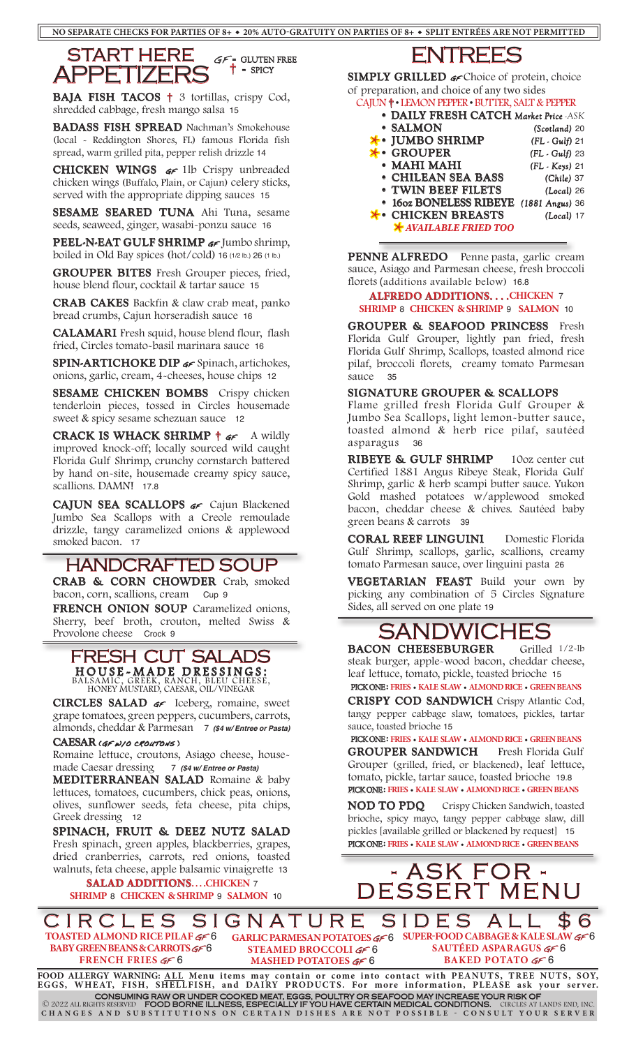**NO SEPARATE CHECKS FOR PARTIES OF 8+ • 20% AUTO-GRATUITY ON PARTIES OF 8+ • SPLIT ENTRÉES ARE NOT PERMITTED**

# START HERE APPETIZERS

*GF* - GLUTEN FREE
† - SPICY

**BAJA FISH TACOS †** 3 tortillas, crispy Cod, shredded cabbage, fresh mango salsa 15

**BADASS FISH SPREAD** Nachman's Smokehouse (local - Reddington Shores, FL) famous Florida fish spread, warm grilled pita, pepper relish drizzle 14

**CHICKEN WINGS** *GF* 1lb Crispy unbreaded chicken wings (Buffalo, Plain, or Cajun) celery sticks, served with the appropriate dipping sauces 15

**SESAME SEARED TUNA** Ahi Tuna, sesame seeds, seaweed, ginger, wasabi-ponzu sauce 16

**PEEL-N-EAT GULF SHRIMP** *GF* Jumbo shrimp, boiled in Old Bay spices (hot/cold) 16 (1/2 lb.) 26 (1 lb.)

**GROUPER BITES** Fresh Grouper pieces, fried, house blend flour, cocktail & tartar sauce 15

**CRAB CAKES** Backfin & claw crab meat, panko bread crumbs, Cajun horseradish sauce 16

**CALAMARI** Fresh squid, house blend flour, flash fried, Circles tomato-basil marinara sauce 16

**SPIN-ARTICHOKE DIP** *GF* Spinach, artichokes, onions, garlic, cream, 4-cheeses, house chips 12

**SESAME CHICKEN BOMBS** Crispy chicken tenderloin pieces, tossed in Circles housemade sweet & spicy sesame schezuan sauce 12

**CRACK IS WHACK SHRIMP †** *GF* A wildly improved knock-off; locally sourced wild caught Florida Gulf Shrimp, crunchy cornstarch battered by hand on-site, housemade creamy spicy sauce, scallions. DAMN! 17.8

**CAJUN SEA SCALLOPS** *GF* Cajun Blackened Jumbo Sea Scallops with a Creole remoulade drizzle, tangy caramelized onions & applewood smoked bacon. 17

# HANDCRAFTED SOUP

**CRAB & CORN CHOWDER** Crab, smoked bacon, corn, scallions, cream Cup 9

**FRENCH ONION SOUP** Caramelized onions, Sherry, beef broth, crouton, melted Swiss & Provolone cheese Crock 9

# FRESH CUT SALADS

**HOUSE-MADE DRESSINGS:** BALSAMIC, GREEK, RANCH, BLEU CHEESE, HONEY MUSTARD, CAESAR, OIL/VINEGAR

**CIRCLES SALAD** *GF* Iceberg, romaine, sweet grape tomatoes, green peppers, cucumbers, carrots, almonds, cheddar & Parmesan 7 *($4 w/ Entree or Pasta)*

**CAESAR** *(GF w/o croutons)* Romaine lettuce, croutons, Asiago cheese, housemade Caesar dressing 7 *($4 w/ Entree or Pasta)*

**MEDITERRANEAN SALAD** Romaine & baby lettuces, tomatoes, cucumbers, chick peas, onions, olives, sunflower seeds, feta cheese, pita chips, Greek dressing 12

**SPINACH, FRUIT & DEEZ NUTZ SALAD** Fresh spinach, green apples, blackberries, grapes, dried cranberries, carrots, red onions, toasted walnuts, feta cheese, apple balsamic vinaigrette 13

**SALAD ADDITIONS**....**CHICKEN** 7 **SHRIMP** 8 **CHICKEN & SHRIMP** 9 **SALMON** 10

# ENTREES

**SIMPLY GRILLED** *GF* Choice of protein, choice of preparation, and choice of any two sides

CAJUN † • LEMON PEPPER • BUTTER, SALT & PEPPER

- **DAILY FRESH CATCH** *Market Price* -ASK
- **SALMON** *(Scotland)* 20
- ✶ **JUMBO SHRIMP** *(FL - Gulf)* 21
- ✶ **GROUPER** *(FL - Gulf)* 23
- **MAHI MAHI** *(FL - Keys)* 21
- **CHILEAN SEA BASS** *(Chile)* 37
- **TWIN BEEF FILETS** *(Local)* 26
- **16oz BONELESS RIBEYE** *(1881 Angus)* 36
- ✶ **CHICKEN BREASTS** *(Local)* 17

✶ *AVAILABLE FRIED TOO*

**PENNE ALFREDO** Penne pasta, garlic cream sauce, Asiago and Parmesan cheese, fresh broccoli florets (additions available below) 16.8

**ALFREDO ADDITIONS**....**CHICKEN** 7 **SHRIMP** 8 **CHICKEN & SHRIMP** 9 **SALMON** 10

**GROUPER & SEAFOOD PRINCESS** Fresh Florida Gulf Grouper, lightly pan fried, fresh Florida Gulf Shrimp, Scallops, toasted almond rice pilaf, broccoli florets, creamy tomato Parmesan sauce 35

**SIGNATURE GROUPER & SCALLOPS** Flame grilled fresh Florida Gulf Grouper & Jumbo Sea Scallops, light lemon-butter sauce, toasted almond & herb rice pilaf, sautéed asparagus 36

**RIBEYE & GULF SHRIMP** 10oz center cut Certified 1881 Angus Ribeye Steak, Florida Gulf Shrimp, garlic & herb scampi butter sauce. Yukon Gold mashed potatoes w/applewood smoked bacon, cheddar cheese & chives. Sautéed baby green beans & carrots 39

**CORAL REEF LINGUINI** Domestic Florida Gulf Shrimp, scallops, garlic, scallions, creamy tomato Parmesan sauce, over linguini pasta 26

**VEGETARIAN FEAST** Build your own by picking any combination of 5 Circles Signature Sides, all served on one plate 19

# SANDWICHES

**BACON CHEESEBURGER** Grilled 1/2-lb steak burger, apple-wood bacon, cheddar cheese, leaf lettuce, tomato, pickle, toasted brioche 15
PICK ONE: FRIES • KALE SLAW • ALMOND RICE • GREEN BEANS

**CRISPY COD SANDWICH** Crispy Atlantic Cod, tangy pepper cabbage slaw, tomatoes, pickles, tartar sauce, toasted brioche 15
PICK ONE: FRIES • KALE SLAW • ALMOND RICE • GREEN BEANS

**GROUPER SANDWICH** Fresh Florida Gulf Grouper (grilled, fried, or blackened), leaf lettuce, tomato, pickle, tartar sauce, toasted brioche 19.8
PICK ONE: FRIES • KALE SLAW • ALMOND RICE • GREEN BEANS

**NOD TO PDQ** Crispy Chicken Sandwich, toasted brioche, spicy mayo, tangy pepper cabbage slaw, dill pickles [available grilled or blackened by request] 15
PICK ONE: FRIES • KALE SLAW • ALMOND RICE • GREEN BEANS

# - ASK FOR - DESSERT MENU

# CIRCLES SIGNATURE SIDES ALL $6

- **TOASTED ALMOND RICE PILAF** *GF* 6
- **BABY GREEN BEANS & CARROTS** *GF* 6
- **FRENCH FRIES** *GF* 6
- **GARLIC PARMESAN POTATOES** *GF* 6
- **STEAMED BROCCOLI** *GF* 6
- **MASHED POTATOES** *GF* 6
- **SUPER-FOOD CABBAGE & KALE SLAW** *GF* 6
- **SAUTÉED ASPARAGUS** *GF* 6
- **BAKED POTATO** *GF* 6

**FOOD ALLERGY WARNING: ALL Menu items may contain or come into contact with PEANUTS, TREE NUTS, SOY, EGGS, WHEAT, FISH, SHELLFISH, and DAIRY PRODUCTS. For more information, PLEASE ask your server.**

CONSUMING RAW OR UNDER COOKED MEAT, EGGS, POULTRY OR SEAFOOD MAY INCREASE YOUR RISK OF FOOD BORNE ILLNESS, ESPECIALLY IF YOU HAVE CERTAIN MEDICAL CONDITIONS.

© 2022 ALL RIGHTS RESERVED CIRCLES AT LANDS END, INC.

**CHANGES AND SUBSTITUTIONS ON CERTAIN DISHES ARE NOT POSSIBLE - CONSULT YOUR SERVER**